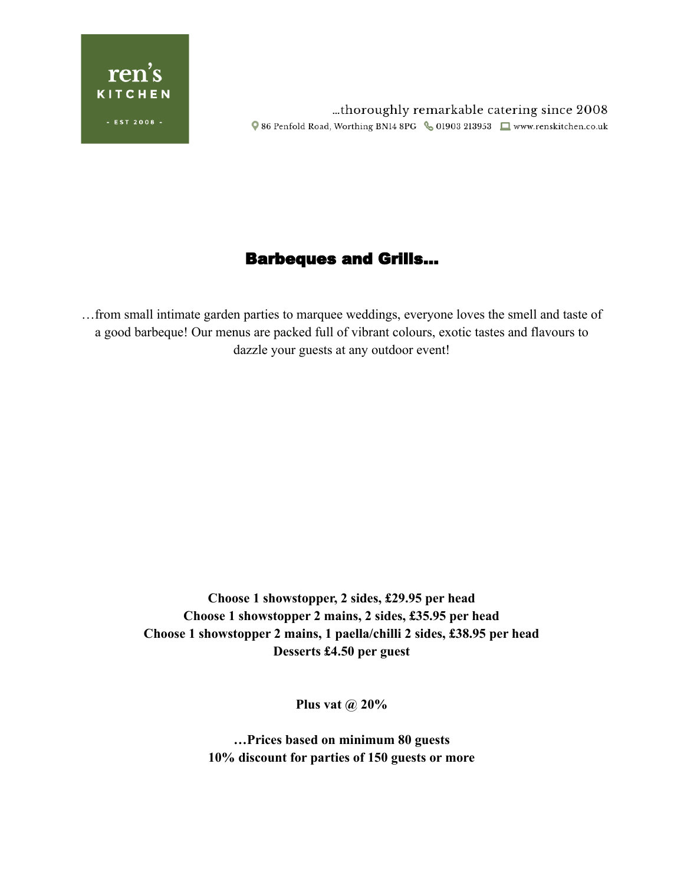ren's KITCHEN - EST 2008 -

…thoroughly remarkable catering since 2008

86 Penfold Road, Worthing BN14 8PG  01903 213953  www.renskitchen.co.uk

# Barbeques and Grills…

…from small intimate garden parties to marquee weddings, everyone loves the smell and taste of a good barbeque! Our menus are packed full of vibrant colours, exotic tastes and flavours to dazzle your guests at any outdoor event!

**Choose 1 showstopper, 2 sides, £29.95 per head**
**Choose 1 showstopper 2 mains, 2 sides, £35.95 per head**
**Choose 1 showstopper 2 mains, 1 paella/chilli 2 sides, £38.95 per head**
**Desserts £4.50 per guest**

**Plus vat @ 20%**

**…Prices based on minimum 80 guests**
**10% discount for parties of 150 guests or more**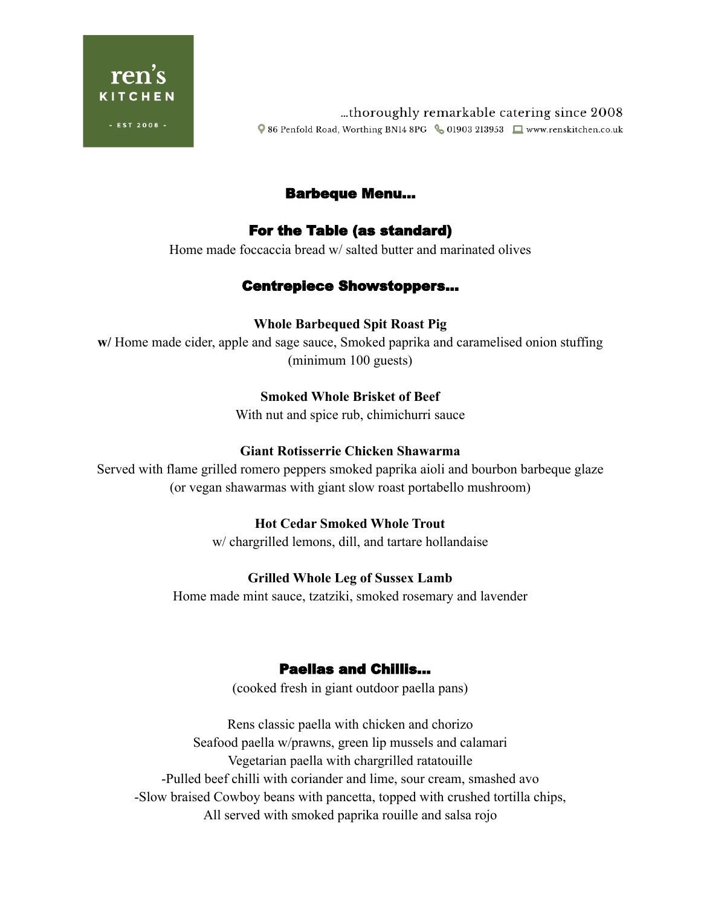# Barbeque Menu...

## For the Table (as standard)

Home made foccaccia bread w/ salted butter and marinated olives

## Centrepiece Showstoppers...

**Whole Barbequed Spit Roast Pig**

**w/** Home made cider, apple and sage sauce, Smoked paprika and caramelised onion stuffing (minimum 100 guests)

**Smoked Whole Brisket of Beef**

With nut and spice rub, chimichurri sauce

**Giant Rotisserrie Chicken Shawarma**

Served with flame grilled romero peppers smoked paprika aioli and bourbon barbeque glaze (or vegan shawarmas with giant slow roast portabello mushroom)

**Hot Cedar Smoked Whole Trout**

w/ chargrilled lemons, dill, and tartare hollandaise

**Grilled Whole Leg of Sussex Lamb**

Home made mint sauce, tzatziki, smoked rosemary and lavender

## Paellas and Chillis...

(cooked fresh in giant outdoor paella pans)

Rens classic paella with chicken and chorizo
Seafood paella w/prawns, green lip mussels and calamari
Vegetarian paella with chargrilled ratatouille
-Pulled beef chilli with coriander and lime, sour cream, smashed avo
-Slow braised Cowboy beans with pancetta, topped with crushed tortilla chips,
All served with smoked paprika rouille and salsa rojo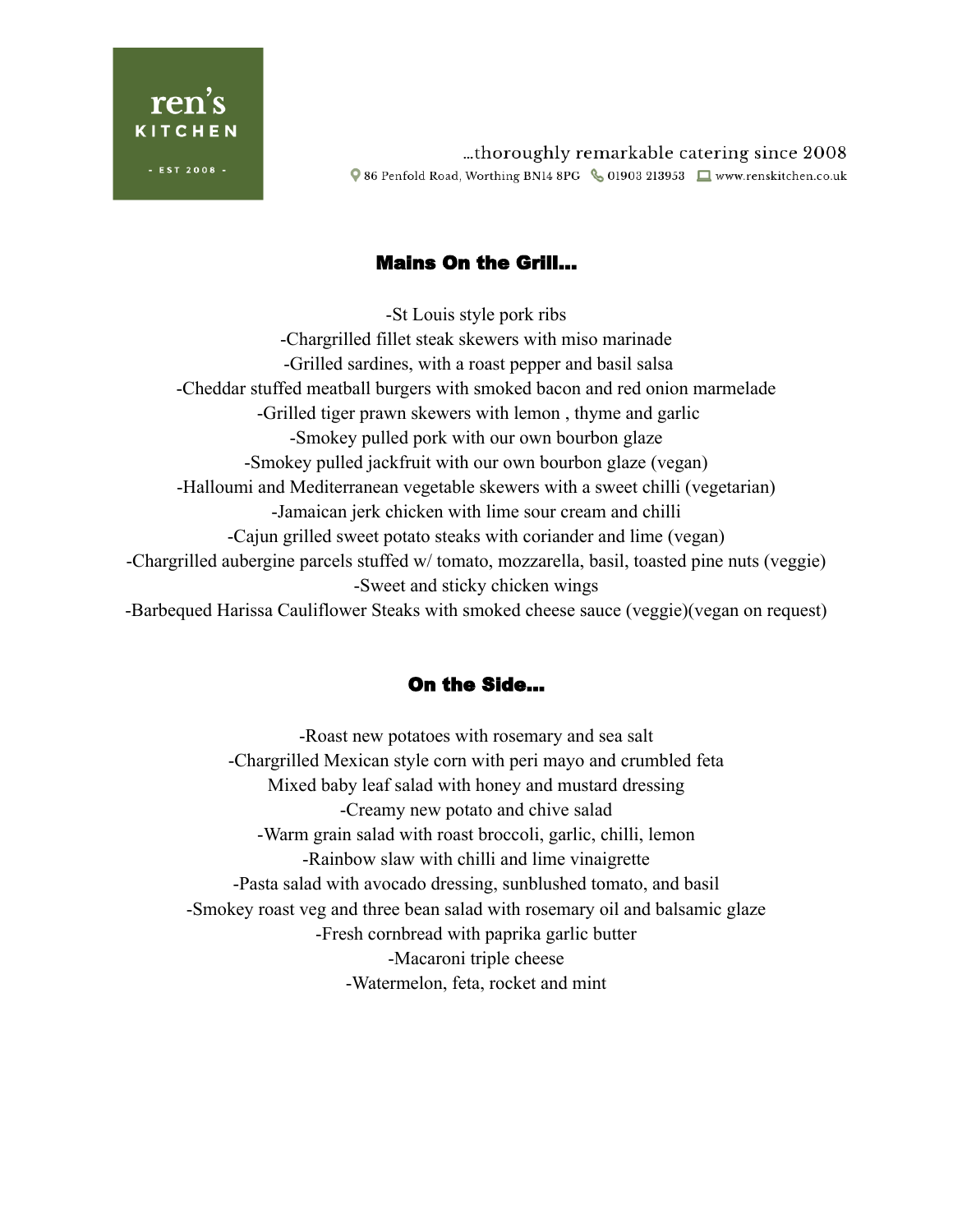ren's KITCHEN - EST 2008 -

…thoroughly remarkable catering since 2008

86 Penfold Road, Worthing BN14 8PG 01903 213953 www.renskitchen.co.uk

## Mains On the Grill…

-St Louis style pork ribs
-Chargrilled fillet steak skewers with miso marinade
-Grilled sardines, with a roast pepper and basil salsa
-Cheddar stuffed meatball burgers with smoked bacon and red onion marmelade
-Grilled tiger prawn skewers with lemon , thyme and garlic
-Smokey pulled pork with our own bourbon glaze
-Smokey pulled jackfruit with our own bourbon glaze (vegan)
-Halloumi and Mediterranean vegetable skewers with a sweet chilli (vegetarian)
-Jamaican jerk chicken with lime sour cream and chilli
-Cajun grilled sweet potato steaks with coriander and lime (vegan)
-Chargrilled aubergine parcels stuffed w/ tomato, mozzarella, basil, toasted pine nuts (veggie)
-Sweet and sticky chicken wings
-Barbequed Harissa Cauliflower Steaks with smoked cheese sauce (veggie)(vegan on request)

## On the Side…

-Roast new potatoes with rosemary and sea salt
-Chargrilled Mexican style corn with peri mayo and crumbled feta
Mixed baby leaf salad with honey and mustard dressing
-Creamy new potato and chive salad
-Warm grain salad with roast broccoli, garlic, chilli, lemon
-Rainbow slaw with chilli and lime vinaigrette
-Pasta salad with avocado dressing, sunblushed tomato, and basil
-Smokey roast veg and three bean salad with rosemary oil and balsamic glaze
-Fresh cornbread with paprika garlic butter
-Macaroni triple cheese
-Watermelon, feta, rocket and mint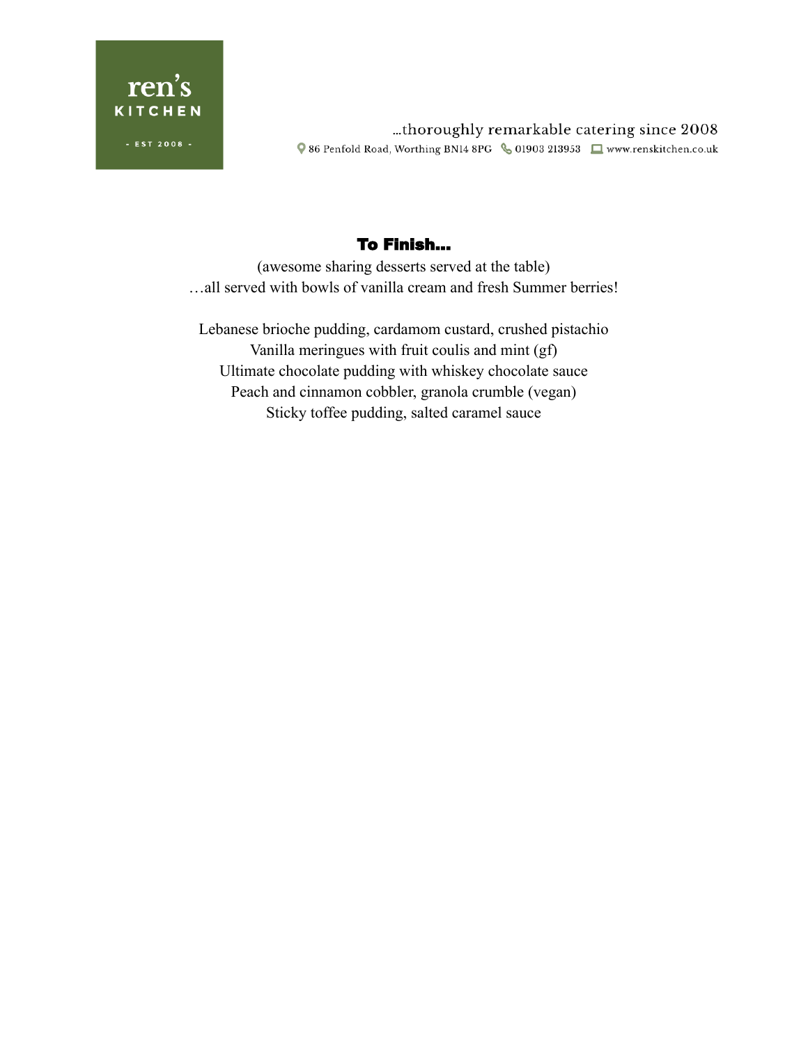## To Finish…

(awesome sharing desserts served at the table)
…all served with bowls of vanilla cream and fresh Summer berries!

Lebanese brioche pudding, cardamom custard, crushed pistachio
Vanilla meringues with fruit coulis and mint (gf)
Ultimate chocolate pudding with whiskey chocolate sauce
Peach and cinnamon cobbler, granola crumble (vegan)
Sticky toffee pudding, salted caramel sauce